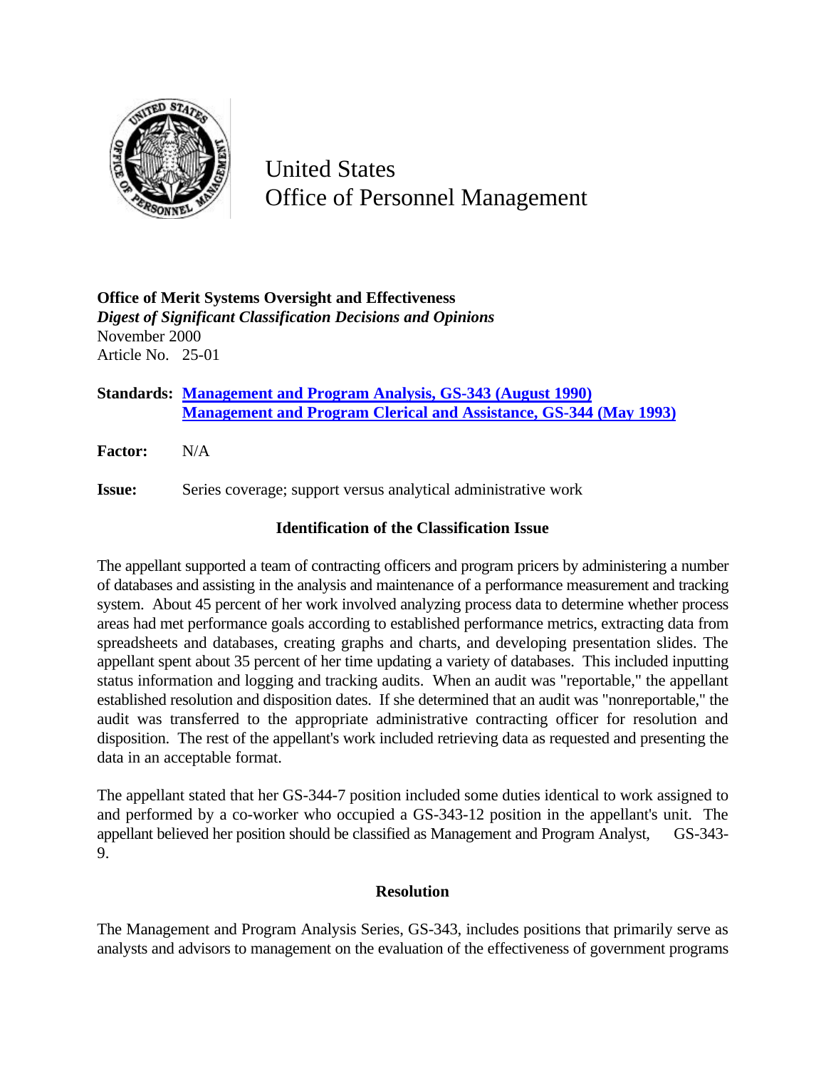United States
Office of Personnel Management

**Office of Merit Systems Oversight and Effectiveness**
***Digest of Significant Classification Decisions and Opinions***
November 2000
Article No. 25-01

**Standards:** **Management and Program Analysis, GS-343 (August 1990)**
**Management and Program Clerical and Assistance, GS-344 (May 1993)**

**Factor:** N/A

**Issue:** Series coverage; support versus analytical administrative work

### Identification of the Classification Issue

The appellant supported a team of contracting officers and program pricers by administering a number of databases and assisting in the analysis and maintenance of a performance measurement and tracking system. About 45 percent of her work involved analyzing process data to determine whether process areas had met performance goals according to established performance metrics, extracting data from spreadsheets and databases, creating graphs and charts, and developing presentation slides. The appellant spent about 35 percent of her time updating a variety of databases. This included inputting status information and logging and tracking audits. When an audit was "reportable," the appellant established resolution and disposition dates. If she determined that an audit was "nonreportable," the audit was transferred to the appropriate administrative contracting officer for resolution and disposition. The rest of the appellant's work included retrieving data as requested and presenting the data in an acceptable format.

The appellant stated that her GS-344-7 position included some duties identical to work assigned to and performed by a co-worker who occupied a GS-343-12 position in the appellant's unit. The appellant believed her position should be classified as Management and Program Analyst, GS-343-9.

### Resolution

The Management and Program Analysis Series, GS-343, includes positions that primarily serve as analysts and advisors to management on the evaluation of the effectiveness of government programs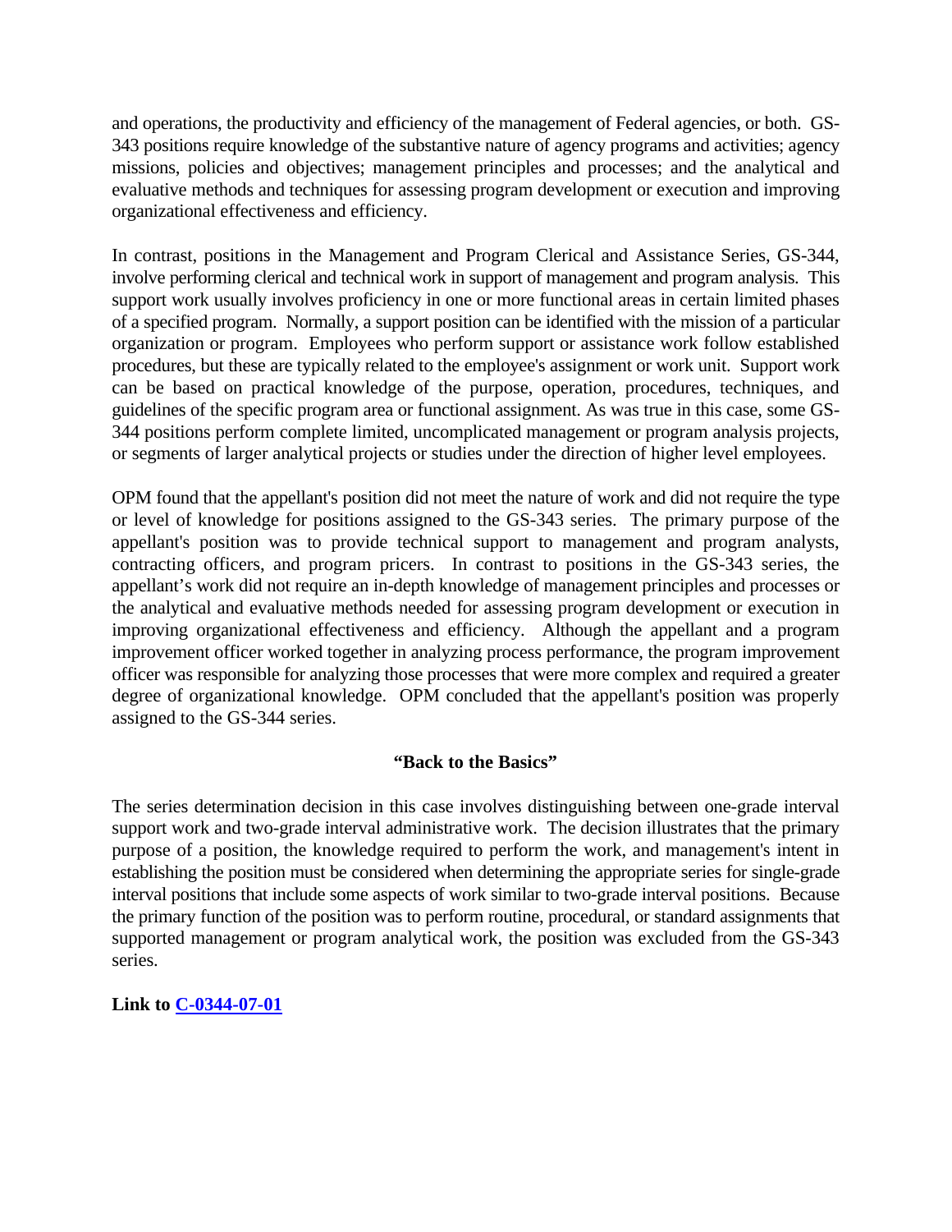and operations, the productivity and efficiency of the management of Federal agencies, or both. GS-343 positions require knowledge of the substantive nature of agency programs and activities; agency missions, policies and objectives; management principles and processes; and the analytical and evaluative methods and techniques for assessing program development or execution and improving organizational effectiveness and efficiency.

In contrast, positions in the Management and Program Clerical and Assistance Series, GS-344, involve performing clerical and technical work in support of management and program analysis. This support work usually involves proficiency in one or more functional areas in certain limited phases of a specified program. Normally, a support position can be identified with the mission of a particular organization or program. Employees who perform support or assistance work follow established procedures, but these are typically related to the employee's assignment or work unit. Support work can be based on practical knowledge of the purpose, operation, procedures, techniques, and guidelines of the specific program area or functional assignment. As was true in this case, some GS-344 positions perform complete limited, uncomplicated management or program analysis projects, or segments of larger analytical projects or studies under the direction of higher level employees.

OPM found that the appellant's position did not meet the nature of work and did not require the type or level of knowledge for positions assigned to the GS-343 series. The primary purpose of the appellant's position was to provide technical support to management and program analysts, contracting officers, and program pricers. In contrast to positions in the GS-343 series, the appellant's work did not require an in-depth knowledge of management principles and processes or the analytical and evaluative methods needed for assessing program development or execution in improving organizational effectiveness and efficiency. Although the appellant and a program improvement officer worked together in analyzing process performance, the program improvement officer was responsible for analyzing those processes that were more complex and required a greater degree of organizational knowledge. OPM concluded that the appellant's position was properly assigned to the GS-344 series.

**"Back to the Basics"**

The series determination decision in this case involves distinguishing between one-grade interval support work and two-grade interval administrative work. The decision illustrates that the primary purpose of a position, the knowledge required to perform the work, and management's intent in establishing the position must be considered when determining the appropriate series for single-grade interval positions that include some aspects of work similar to two-grade interval positions. Because the primary function of the position was to perform routine, procedural, or standard assignments that supported management or program analytical work, the position was excluded from the GS-343 series.

**Link to C-0344-07-01**